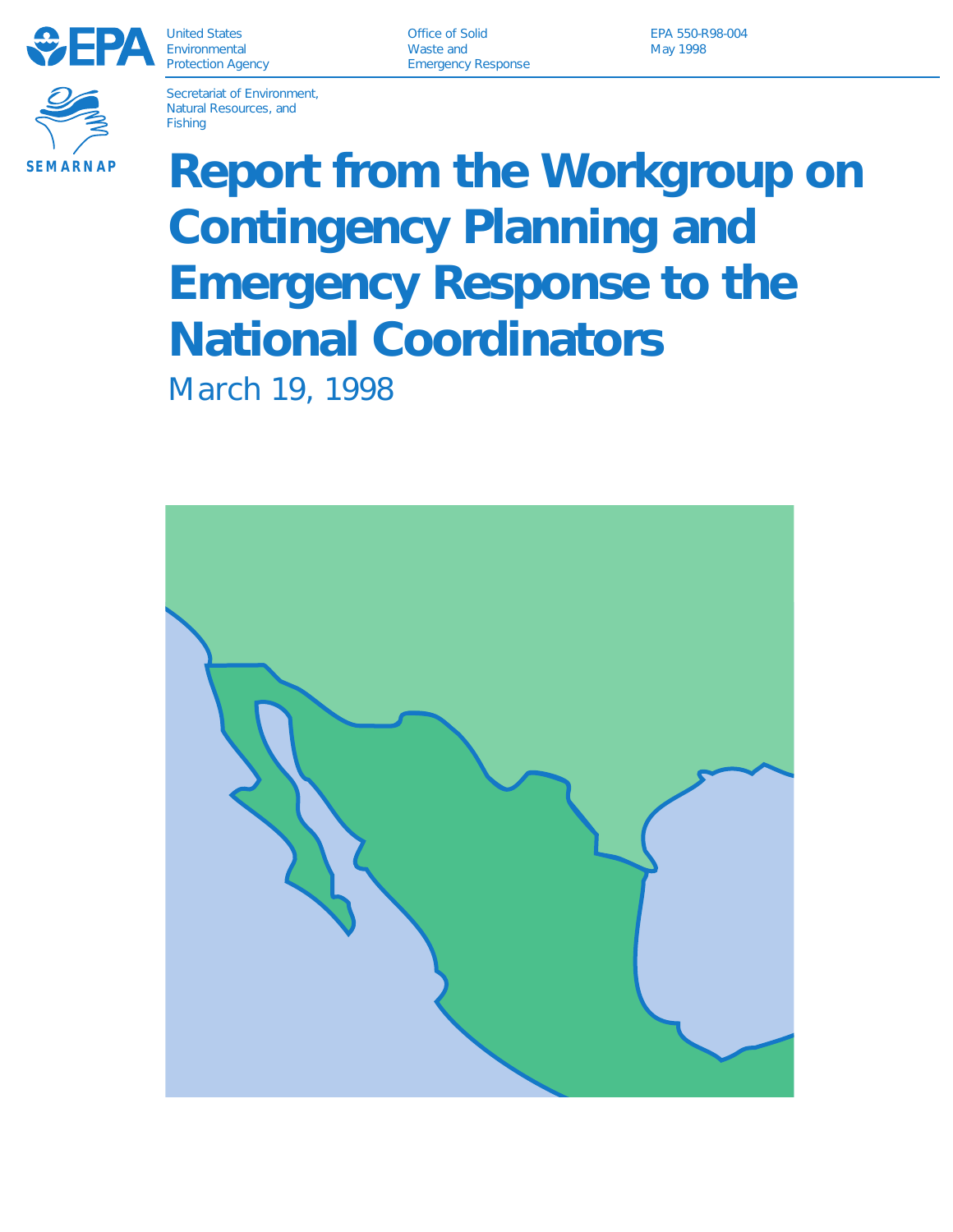United States Environmental Protection Agency

Office of Solid Waste and Emergency Response

EPA 550-R98-004
May 1998

SEMARNAP

Secretariat of Environment, Natural Resources, and Fishing

# Report from the Workgroup on Contingency Planning and Emergency Response to the National Coordinators

March 19, 1998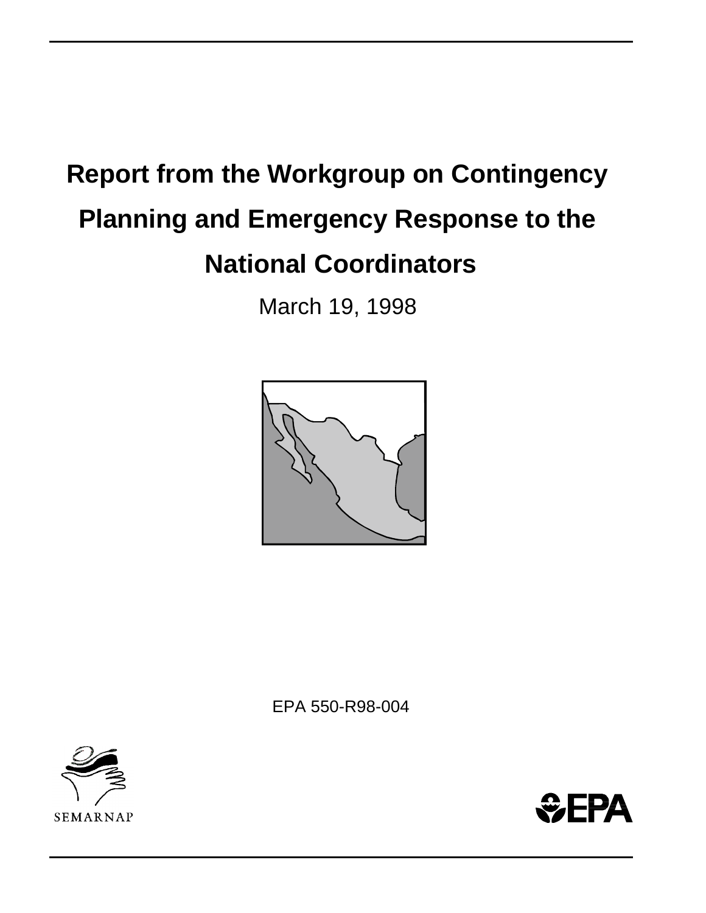# Report from the Workgroup on Contingency Planning and Emergency Response to the National Coordinators

March 19, 1998

EPA 550-R98-004

SEMARNAP

EPA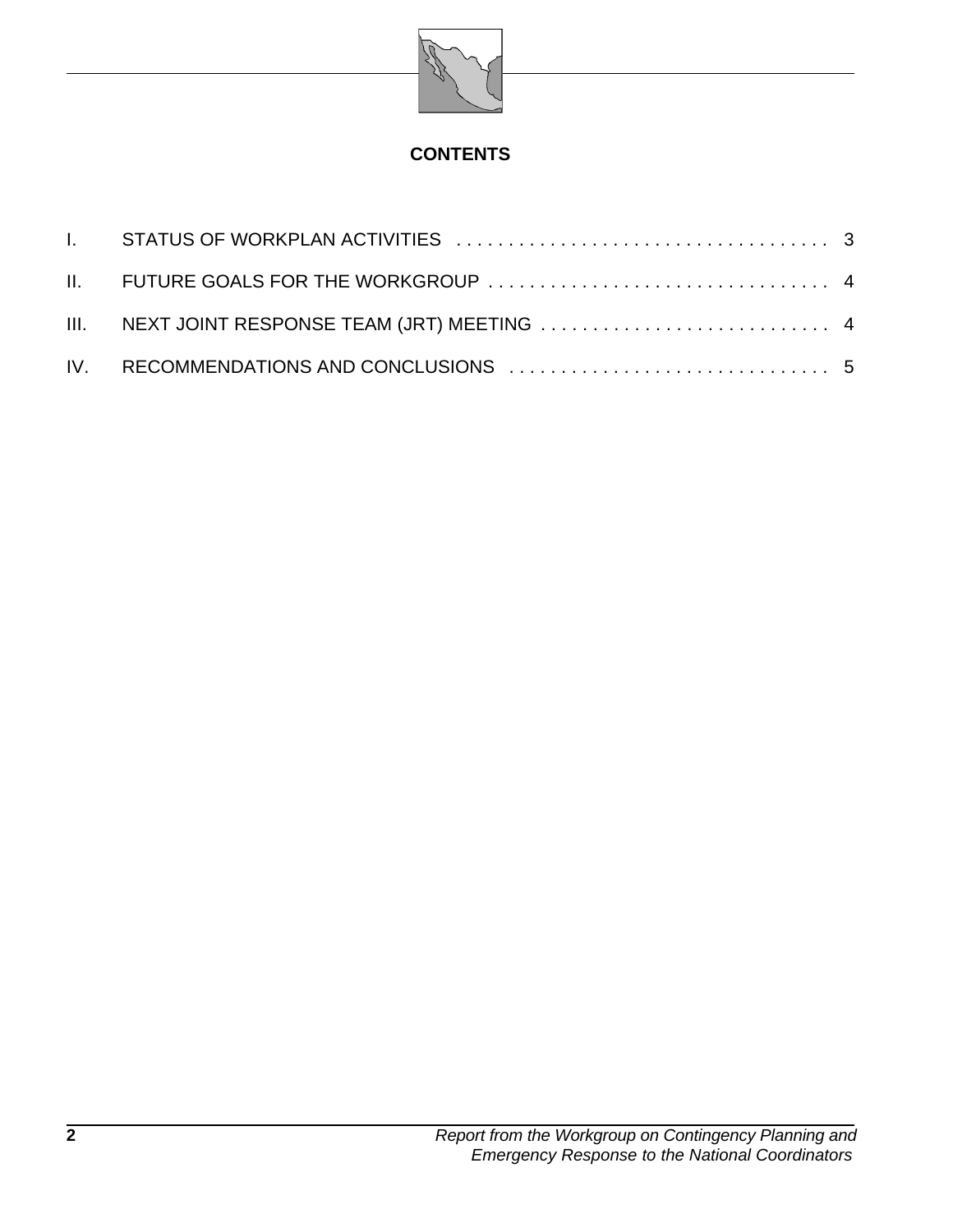**CONTENTS**

I. STATUS OF WORKPLAN ACTIVITIES . . . . . . . . . . . . . . . . . . . . . . . . . . . . . . . . . . . . 3

II. FUTURE GOALS FOR THE WORKGROUP . . . . . . . . . . . . . . . . . . . . . . . . . . . . . . . . . 4

III. NEXT JOINT RESPONSE TEAM (JRT) MEETING . . . . . . . . . . . . . . . . . . . . . . . . . . . . 4

IV. RECOMMENDATIONS AND CONCLUSIONS . . . . . . . . . . . . . . . . . . . . . . . . . . . . . . . 5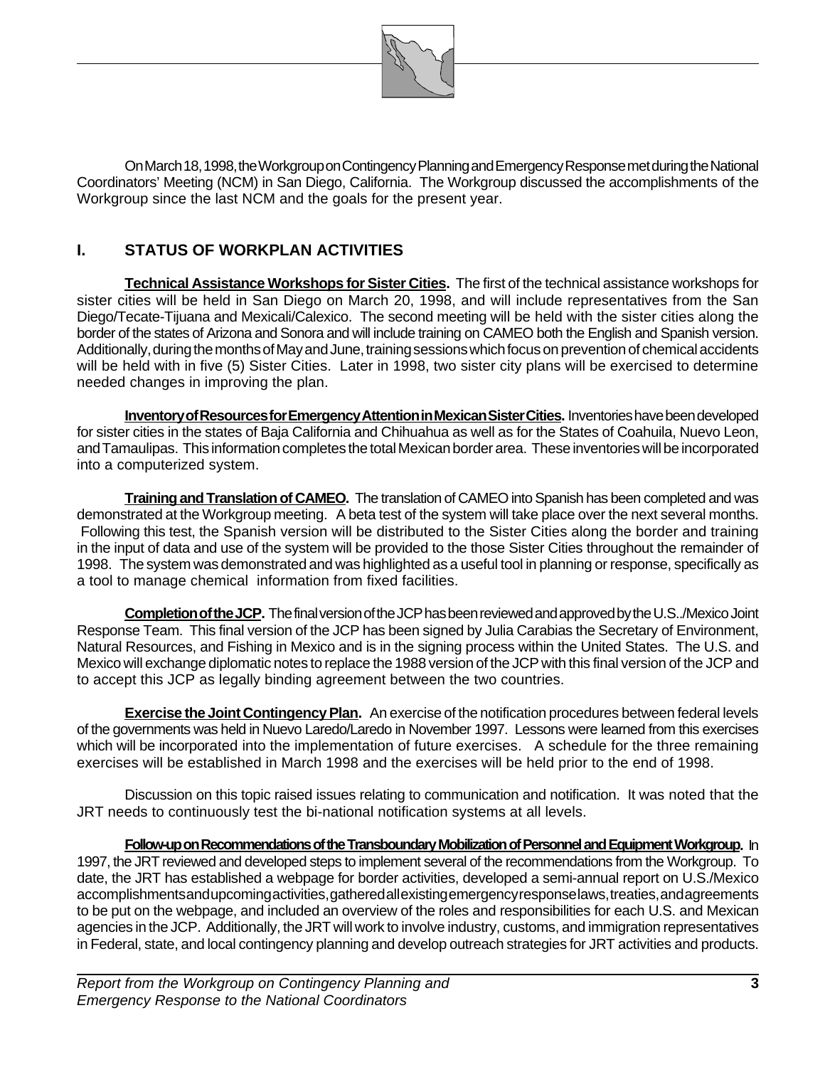On March 18, 1998, the Workgroup on Contingency Planning and Emergency Response met during the National Coordinators' Meeting (NCM) in San Diego, California. The Workgroup discussed the accomplishments of the Workgroup since the last NCM and the goals for the present year.

## I. STATUS OF WORKPLAN ACTIVITIES

**Technical Assistance Workshops for Sister Cities.** The first of the technical assistance workshops for sister cities will be held in San Diego on March 20, 1998, and will include representatives from the San Diego/Tecate-Tijuana and Mexicali/Calexico. The second meeting will be held with the sister cities along the border of the states of Arizona and Sonora and will include training on CAMEO both the English and Spanish version. Additionally, during the months of May and June, training sessions which focus on prevention of chemical accidents will be held with in five (5) Sister Cities. Later in 1998, two sister city plans will be exercised to determine needed changes in improving the plan.

**Inventory of Resources for Emergency Attention in Mexican Sister Cities.** Inventories have been developed for sister cities in the states of Baja California and Chihuahua as well as for the States of Coahuila, Nuevo Leon, and Tamaulipas. This information completes the total Mexican border area. These inventories will be incorporated into a computerized system.

**Training and Translation of CAMEO.** The translation of CAMEO into Spanish has been completed and was demonstrated at the Workgroup meeting. A beta test of the system will take place over the next several months. Following this test, the Spanish version will be distributed to the Sister Cities along the border and training in the input of data and use of the system will be provided to the those Sister Cities throughout the remainder of 1998. The system was demonstrated and was highlighted as a useful tool in planning or response, specifically as a tool to manage chemical information from fixed facilities.

**Completion of the JCP.** The final version of the JCP has been reviewed and approved by the U.S../Mexico Joint Response Team. This final version of the JCP has been signed by Julia Carabias the Secretary of Environment, Natural Resources, and Fishing in Mexico and is in the signing process within the United States. The U.S. and Mexico will exchange diplomatic notes to replace the 1988 version of the JCP with this final version of the JCP and to accept this JCP as legally binding agreement between the two countries.

**Exercise the Joint Contingency Plan.** An exercise of the notification procedures between federal levels of the governments was held in Nuevo Laredo/Laredo in November 1997. Lessons were learned from this exercises which will be incorporated into the implementation of future exercises. A schedule for the three remaining exercises will be established in March 1998 and the exercises will be held prior to the end of 1998.

Discussion on this topic raised issues relating to communication and notification. It was noted that the JRT needs to continuously test the bi-national notification systems at all levels.

**Follow-up on Recommendations of the Transboundary Mobilization of Personnel and Equipment Workgroup.** In 1997, the JRT reviewed and developed steps to implement several of the recommendations from the Workgroup. To date, the JRT has established a webpage for border activities, developed a semi-annual report on U.S./Mexico accomplishments and upcoming activities, gathered all existing emergency response laws, treaties, and agreements to be put on the webpage, and included an overview of the roles and responsibilities for each U.S. and Mexican agencies in the JCP. Additionally, the JRT will work to involve industry, customs, and immigration representatives in Federal, state, and local contingency planning and develop outreach strategies for JRT activities and products.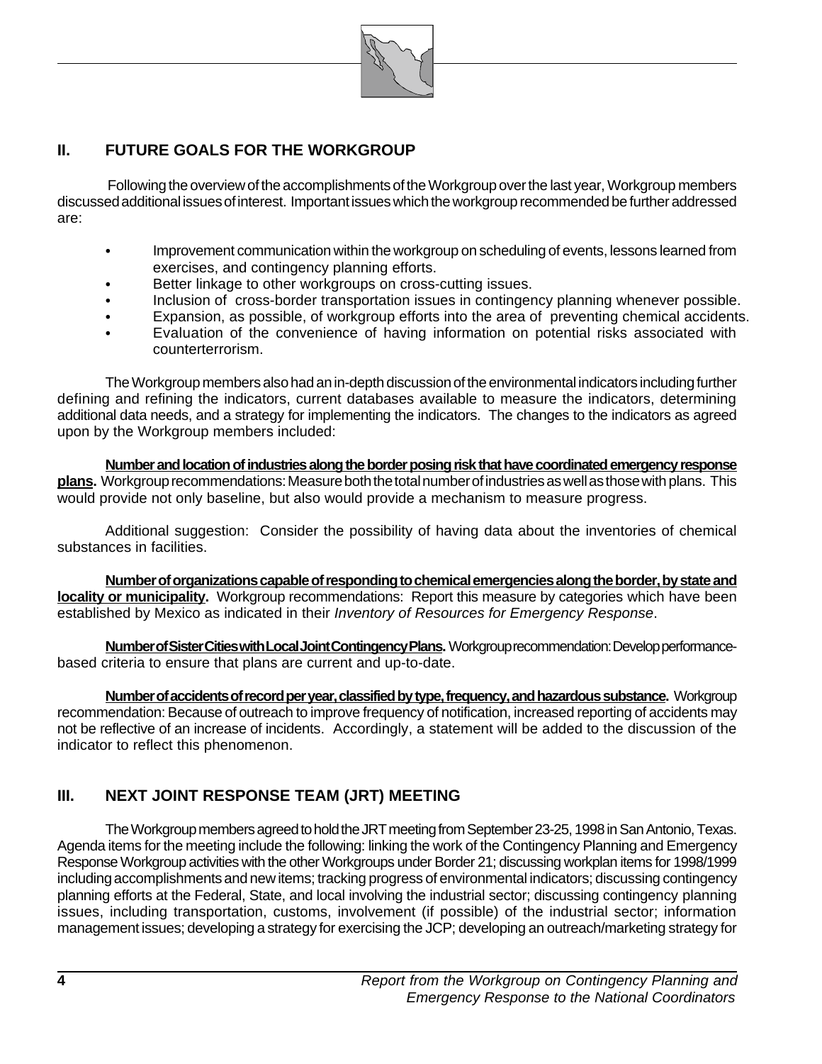## II. FUTURE GOALS FOR THE WORKGROUP

Following the overview of the accomplishments of the Workgroup over the last year, Workgroup members discussed additional issues of interest. Important issues which the workgroup recommended be further addressed are:

- Improvement communication within the workgroup on scheduling of events, lessons learned from exercises, and contingency planning efforts.
- Better linkage to other workgroups on cross-cutting issues.
- Inclusion of cross-border transportation issues in contingency planning whenever possible.
- Expansion, as possible, of workgroup efforts into the area of preventing chemical accidents.
- Evaluation of the convenience of having information on potential risks associated with counterterrorism.

The Workgroup members also had an in-depth discussion of the environmental indicators including further defining and refining the indicators, current databases available to measure the indicators, determining additional data needs, and a strategy for implementing the indicators. The changes to the indicators as agreed upon by the Workgroup members included:

**Number and location of industries along the border posing risk that have coordinated emergency response plans.** Workgroup recommendations: Measure both the total number of industries as well as those with plans. This would provide not only baseline, but also would provide a mechanism to measure progress.

Additional suggestion: Consider the possibility of having data about the inventories of chemical substances in facilities.

**Number of organizations capable of responding to chemical emergencies along the border, by state and locality or municipality.** Workgroup recommendations: Report this measure by categories which have been established by Mexico as indicated in their *Inventory of Resources for Emergency Response*.

**Number of Sister Cities with Local Joint Contingency Plans.** Workgroup recommendation: Develop performance-based criteria to ensure that plans are current and up-to-date.

**Number of accidents of record per year, classified by type, frequency, and hazardous substance.** Workgroup recommendation: Because of outreach to improve frequency of notification, increased reporting of accidents may not be reflective of an increase of incidents. Accordingly, a statement will be added to the discussion of the indicator to reflect this phenomenon.

## III. NEXT JOINT RESPONSE TEAM (JRT) MEETING

The Workgroup members agreed to hold the JRT meeting from September 23-25, 1998 in San Antonio, Texas. Agenda items for the meeting include the following: linking the work of the Contingency Planning and Emergency Response Workgroup activities with the other Workgroups under Border 21; discussing workplan items for 1998/1999 including accomplishments and new items; tracking progress of environmental indicators; discussing contingency planning efforts at the Federal, State, and local involving the industrial sector; discussing contingency planning issues, including transportation, customs, involvement (if possible) of the industrial sector; information management issues; developing a strategy for exercising the JCP; developing an outreach/marketing strategy for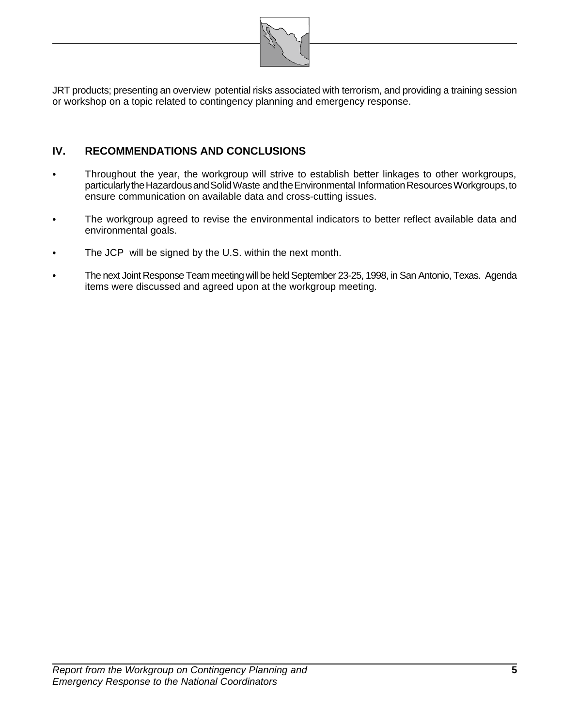JRT products; presenting an overview potential risks associated with terrorism, and providing a training session or workshop on a topic related to contingency planning and emergency response.

## IV. RECOMMENDATIONS AND CONCLUSIONS

- Throughout the year, the workgroup will strive to establish better linkages to other workgroups, particularly the Hazardous and Solid Waste and the Environmental Information Resources Workgroups, to ensure communication on available data and cross-cutting issues.
- The workgroup agreed to revise the environmental indicators to better reflect available data and environmental goals.
- The JCP will be signed by the U.S. within the next month.
- The next Joint Response Team meeting will be held September 23-25, 1998, in San Antonio, Texas. Agenda items were discussed and agreed upon at the workgroup meeting.